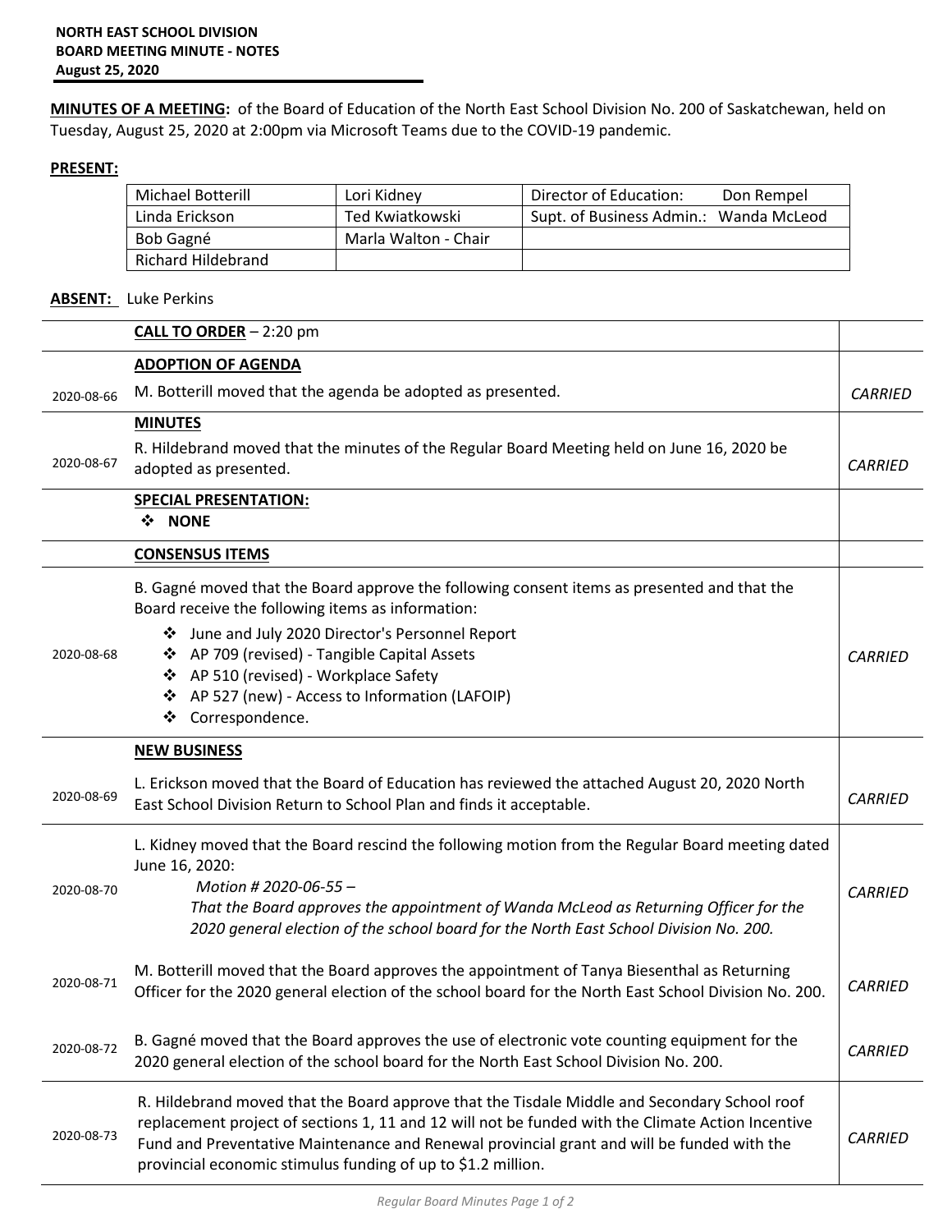**NORTH EAST SCHOOL DIVISION**
**BOARD MEETING MINUTE - NOTES**
**August 25, 2020**

**MINUTES OF A MEETING:** of the Board of Education of the North East School Division No. 200 of Saskatchewan, held on Tuesday, August 25, 2020 at 2:00pm via Microsoft Teams due to the COVID-19 pandemic.

**PRESENT:**

| | | |
|---|---|---|
| Michael Botterill | Lori Kidney | Director of Education: Don Rempel |
| Linda Erickson | Ted Kwiatkowski | Supt. of Business Admin.: Wanda McLeod |
| Bob Gagné | Marla Walton - Chair | |
| Richard Hildebrand | | |

**ABSENT:** Luke Perkins

| | | |
|---|---|---|
| | **CALL TO ORDER** – 2:20 pm | |
| | **ADOPTION OF AGENDA** | |
| 2020-08-66 | M. Botterill moved that the agenda be adopted as presented. | *CARRIED* |
| | **MINUTES** | |
| 2020-08-67 | R. Hildebrand moved that the minutes of the Regular Board Meeting held on June 16, 2020 be adopted as presented. | *CARRIED* |
| | **SPECIAL PRESENTATION:**<br>❖ **NONE** | |
| | **CONSENSUS ITEMS** | |
| 2020-08-68 | B. Gagné moved that the Board approve the following consent items as presented and that the Board receive the following items as information:<br>❖ June and July 2020 Director's Personnel Report<br>❖ AP 709 (revised) - Tangible Capital Assets<br>❖ AP 510 (revised) - Workplace Safety<br>❖ AP 527 (new) - Access to Information (LAFOIP)<br>❖ Correspondence. | *CARRIED* |
| | **NEW BUSINESS** | |
| 2020-08-69 | L. Erickson moved that the Board of Education has reviewed the attached August 20, 2020 North East School Division Return to School Plan and finds it acceptable. | *CARRIED* |
| 2020-08-70 | L. Kidney moved that the Board rescind the following motion from the Regular Board meeting dated June 16, 2020:<br>*Motion # 2020-06-55 –*<br>*That the Board approves the appointment of Wanda McLeod as Returning Officer for the 2020 general election of the school board for the North East School Division No. 200.* | *CARRIED* |
| 2020-08-71 | M. Botterill moved that the Board approves the appointment of Tanya Biesenthal as Returning Officer for the 2020 general election of the school board for the North East School Division No. 200. | *CARRIED* |
| 2020-08-72 | B. Gagné moved that the Board approves the use of electronic vote counting equipment for the 2020 general election of the school board for the North East School Division No. 200. | *CARRIED* |
| 2020-08-73 | R. Hildebrand moved that the Board approve that the Tisdale Middle and Secondary School roof replacement project of sections 1, 11 and 12 will not be funded with the Climate Action Incentive Fund and Preventative Maintenance and Renewal provincial grant and will be funded with the provincial economic stimulus funding of up to $1.2 million. | *CARRIED* |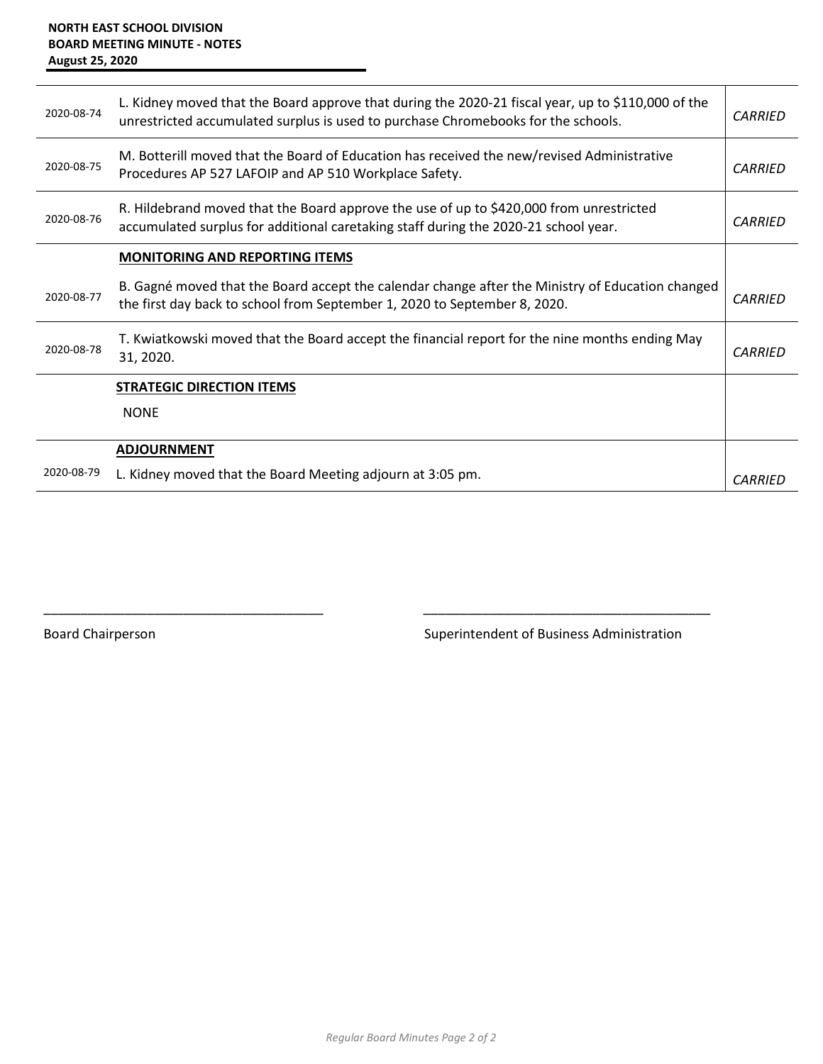**NORTH EAST SCHOOL DIVISION**
**BOARD MEETING MINUTE - NOTES**
**August 25, 2020**

| | | |
|---|---|---|
| 2020-08-74 | L. Kidney moved that the Board approve that during the 2020-21 fiscal year, up to $110,000 of the unrestricted accumulated surplus is used to purchase Chromebooks for the schools. | *CARRIED* |
| 2020-08-75 | M. Botterill moved that the Board of Education has received the new/revised Administrative Procedures AP 527 LAFOIP and AP 510 Workplace Safety. | *CARRIED* |
| 2020-08-76 | R. Hildebrand moved that the Board approve the use of up to $420,000 from unrestricted accumulated surplus for additional caretaking staff during the 2020-21 school year. | *CARRIED* |
| | **MONITORING AND REPORTING ITEMS** | |
| 2020-08-77 | B. Gagné moved that the Board accept the calendar change after the Ministry of Education changed the first day back to school from September 1, 2020 to September 8, 2020. | *CARRIED* |
| 2020-08-78 | T. Kwiatkowski moved that the Board accept the financial report for the nine months ending May 31, 2020. | *CARRIED* |
| | **STRATEGIC DIRECTION ITEMS** | |
| | NONE | |
| | **ADJOURNMENT** | |
| 2020-08-79 | L. Kidney moved that the Board Meeting adjourn at 3:05 pm. | *CARRIED* |

\_\_\_\_\_\_\_\_\_\_\_\_\_\_\_\_\_\_\_\_\_\_\_\_\_\_\_\_\_\_\_\_\_\_\_\_\_\_\_\_
Board Chairperson

\_\_\_\_\_\_\_\_\_\_\_\_\_\_\_\_\_\_\_\_\_\_\_\_\_\_\_\_\_\_\_\_\_\_\_\_\_\_\_\_
Superintendent of Business Administration